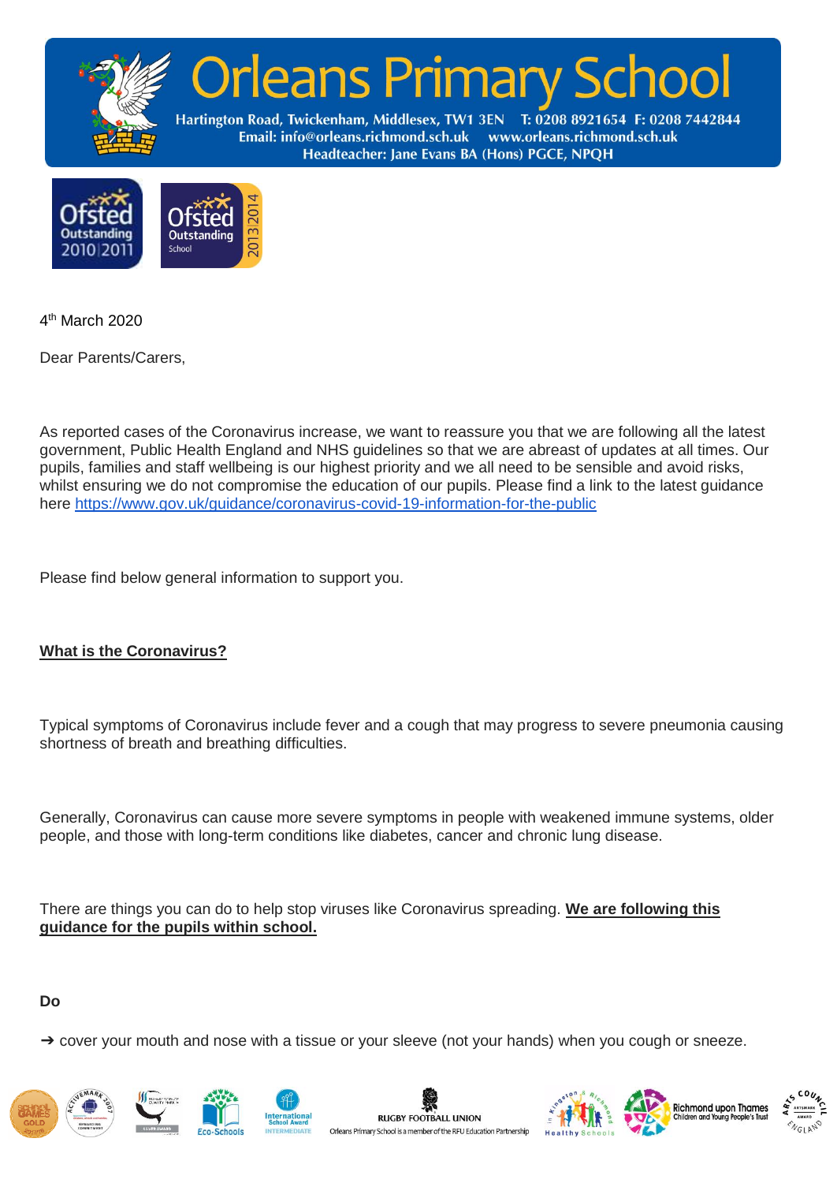# Orleans Primary School

Hartington Road, Twickenham, Middlesex, TW1 3EN T: 0208 8921654 F: 0208 7442844
Email: info@orleans.richmond.sch.uk www.orleans.richmond.sch.uk
Headteacher: Jane Evans BA (Hons) PGCE, NPQH

4th March 2020

Dear Parents/Carers,

As reported cases of the Coronavirus increase, we want to reassure you that we are following all the latest government, Public Health England and NHS guidelines so that we are abreast of updates at all times. Our pupils, families and staff wellbeing is our highest priority and we all need to be sensible and avoid risks, whilst ensuring we do not compromise the education of our pupils. Please find a link to the latest guidance here https://www.gov.uk/guidance/coronavirus-covid-19-information-for-the-public

Please find below general information to support you.

**What is the Coronavirus?**

Typical symptoms of Coronavirus include fever and a cough that may progress to severe pneumonia causing shortness of breath and breathing difficulties.

Generally, Coronavirus can cause more severe symptoms in people with weakened immune systems, older people, and those with long-term conditions like diabetes, cancer and chronic lung disease.

There are things you can do to help stop viruses like Coronavirus spreading. **We are following this guidance for the pupils within school.**

**Do**

➔ cover your mouth and nose with a tissue or your sleeve (not your hands) when you cough or sneeze.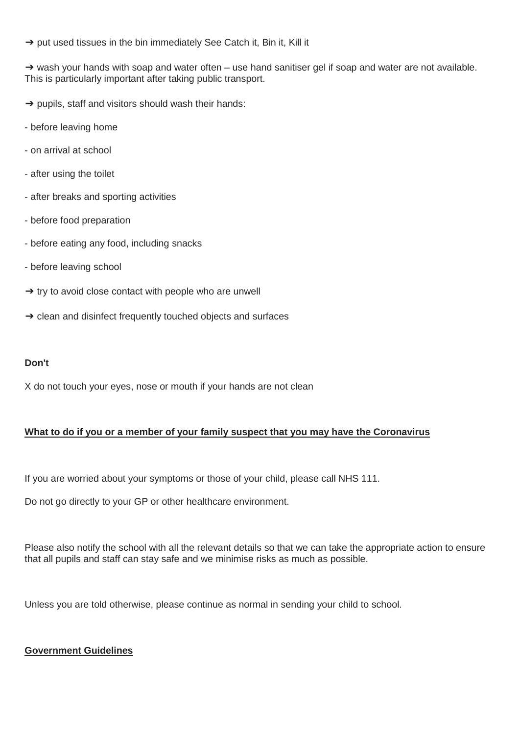➔ put used tissues in the bin immediately See Catch it, Bin it, Kill it

➔ wash your hands with soap and water often – use hand sanitiser gel if soap and water are not available. This is particularly important after taking public transport.

➔ pupils, staff and visitors should wash their hands:

- before leaving home
- on arrival at school
- after using the toilet
- after breaks and sporting activities
- before food preparation
- before eating any food, including snacks
- before leaving school

➔ try to avoid close contact with people who are unwell

➔ clean and disinfect frequently touched objects and surfaces

**Don't**

X do not touch your eyes, nose or mouth if your hands are not clean

**<u>What to do if you or a member of your family suspect that you may have the Coronavirus</u>**

If you are worried about your symptoms or those of your child, please call NHS 111.

Do not go directly to your GP or other healthcare environment.

Please also notify the school with all the relevant details so that we can take the appropriate action to ensure that all pupils and staff can stay safe and we minimise risks as much as possible.

Unless you are told otherwise, please continue as normal in sending your child to school.

**<u>Government Guidelines</u>**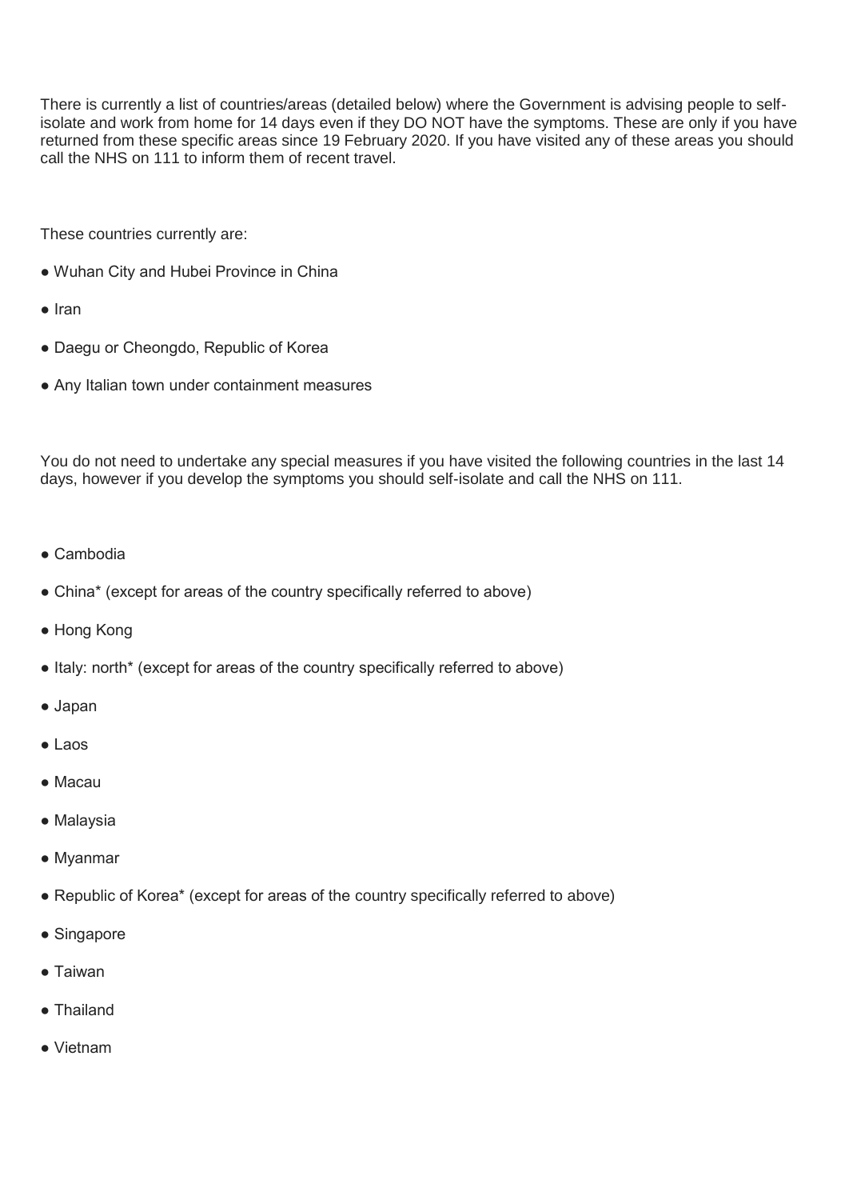There is currently a list of countries/areas (detailed below) where the Government is advising people to self-isolate and work from home for 14 days even if they DO NOT have the symptoms. These are only if you have returned from these specific areas since 19 February 2020. If you have visited any of these areas you should call the NHS on 111 to inform them of recent travel.

These countries currently are:

- Wuhan City and Hubei Province in China
- Iran
- Daegu or Cheongdo, Republic of Korea
- Any Italian town under containment measures

You do not need to undertake any special measures if you have visited the following countries in the last 14 days, however if you develop the symptoms you should self-isolate and call the NHS on 111.

- Cambodia
- China* (except for areas of the country specifically referred to above)
- Hong Kong
- Italy: north* (except for areas of the country specifically referred to above)
- Japan
- Laos
- Macau
- Malaysia
- Myanmar
- Republic of Korea* (except for areas of the country specifically referred to above)
- Singapore
- Taiwan
- Thailand
- Vietnam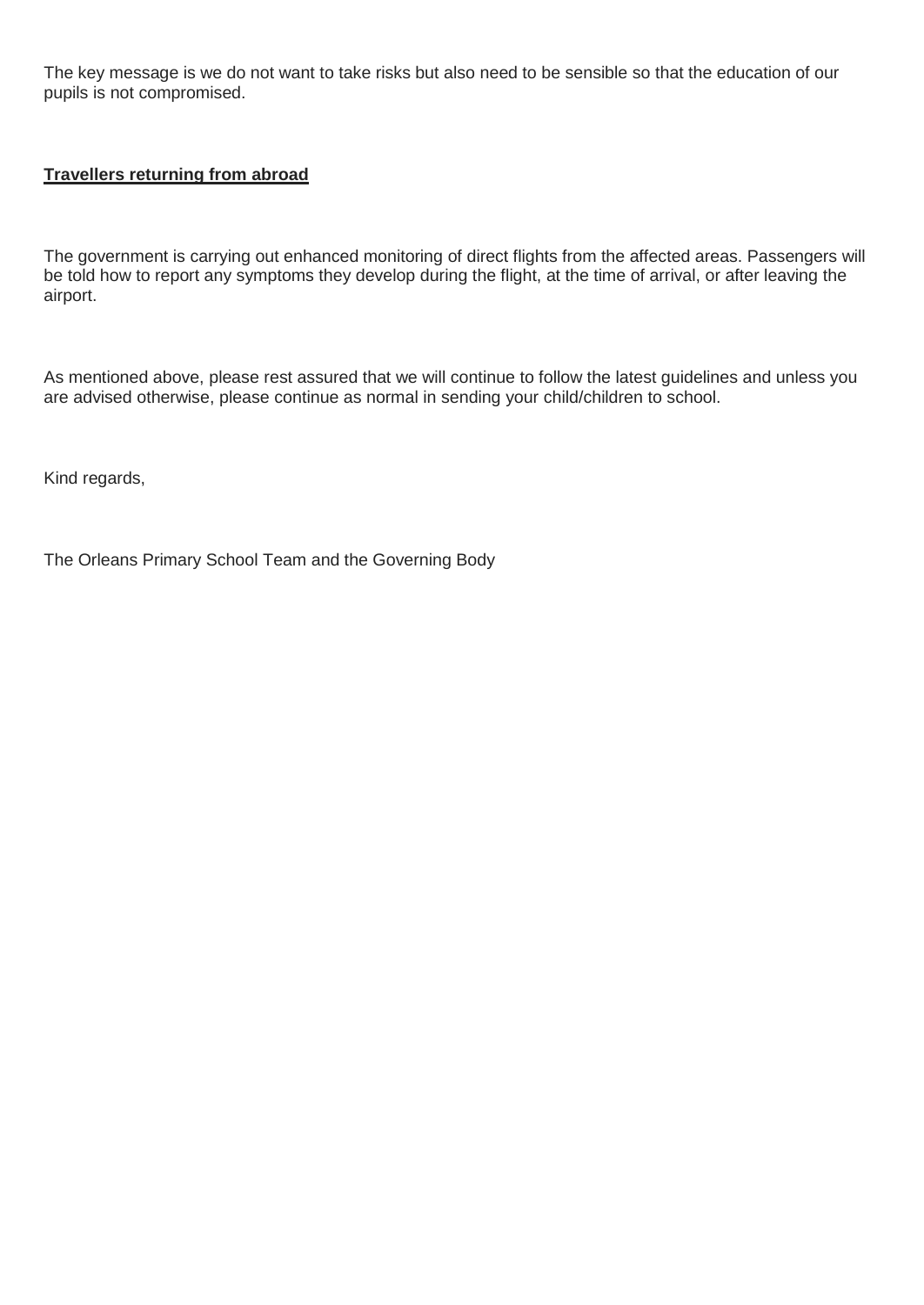The key message is we do not want to take risks but also need to be sensible so that the education of our pupils is not compromised.

**Travellers returning from abroad**

The government is carrying out enhanced monitoring of direct flights from the affected areas. Passengers will be told how to report any symptoms they develop during the flight, at the time of arrival, or after leaving the airport.

As mentioned above, please rest assured that we will continue to follow the latest guidelines and unless you are advised otherwise, please continue as normal in sending your child/children to school.

Kind regards,

The Orleans Primary School Team and the Governing Body